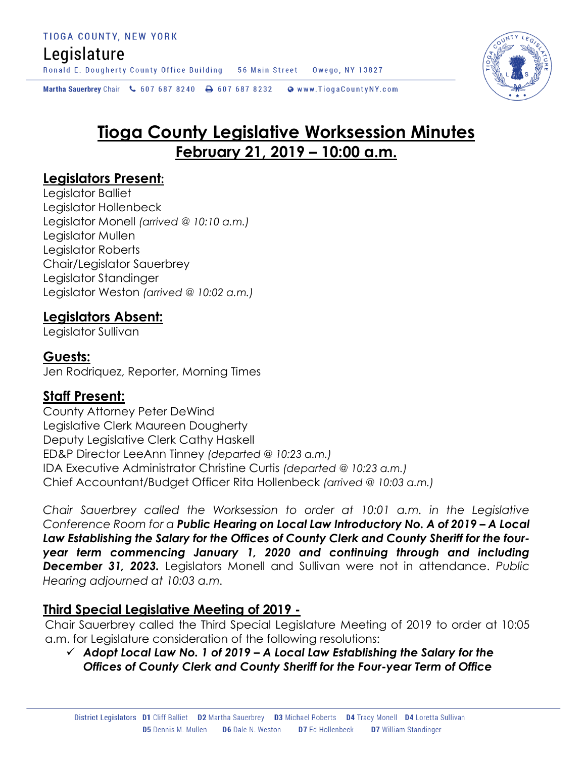TIOGA COUNTY, NEW YORK

Legislature

Ronald E. Dougherty County Office Building 56 Main Street Owego, NY 13827

**Martha Sauerbrey** Chair 607 687 8240 607 687 8232 www.TiogaCountyNY.com

# Tioga County Legislative Worksession Minutes
## February 21, 2019 – 10:00 a.m.

## Legislators Present:

Legislator Balliet
Legislator Hollenbeck
Legislator Monell *(arrived @ 10:10 a.m.)*
Legislator Mullen
Legislator Roberts
Chair/Legislator Sauerbrey
Legislator Standinger
Legislator Weston *(arrived @ 10:02 a.m.)*

## Legislators Absent:

Legislator Sullivan

## Guests:

Jen Rodriquez, Reporter, Morning Times

## Staff Present:

County Attorney Peter DeWind
Legislative Clerk Maureen Dougherty
Deputy Legislative Clerk Cathy Haskell
ED&P Director LeeAnn Tinney *(departed @ 10:23 a.m.)*
IDA Executive Administrator Christine Curtis *(departed @ 10:23 a.m.)*
Chief Accountant/Budget Officer Rita Hollenbeck *(arrived @ 10:03 a.m.)*

*Chair Sauerbrey called the Worksession to order at 10:01 a.m. in the Legislative Conference Room for a* ***Public Hearing on Local Law Introductory No. A of 2019 – A Local Law Establishing the Salary for the Offices of County Clerk and County Sheriff for the four-year term commencing January 1, 2020 and continuing through and including December 31, 2023.*** Legislators Monell and Sullivan were not in attendance. *Public Hearing adjourned at 10:03 a.m.*

## Third Special Legislative Meeting of 2019 -

Chair Sauerbrey called the Third Special Legislature Meeting of 2019 to order at 10:05 a.m. for Legislature consideration of the following resolutions:

- ✓ ***Adopt Local Law No. 1 of 2019 – A Local Law Establishing the Salary for the Offices of County Clerk and County Sheriff for the Four-year Term of Office***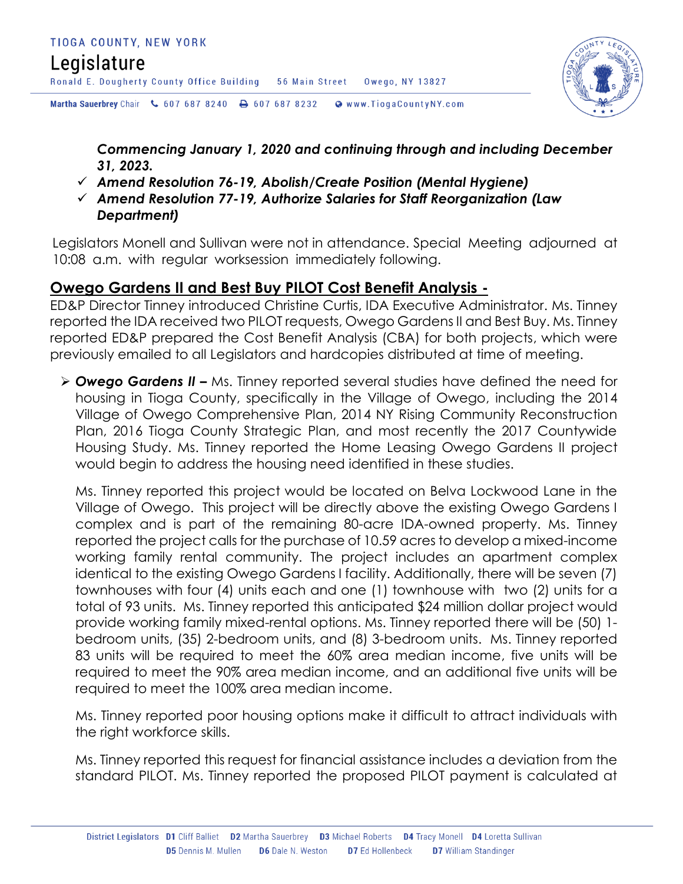*Commencing January 1, 2020 and continuing through and including December 31, 2023.*

- ✓ ***Amend Resolution 76-19, Abolish/Create Position (Mental Hygiene)***
- ✓ ***Amend Resolution 77-19, Authorize Salaries for Staff Reorganization (Law Department)***

Legislators Monell and Sullivan were not in attendance. Special Meeting adjourned at 10:08 a.m. with regular worksession immediately following.

## Owego Gardens II and Best Buy PILOT Cost Benefit Analysis -

ED&P Director Tinney introduced Christine Curtis, IDA Executive Administrator. Ms. Tinney reported the IDA received two PILOT requests, Owego Gardens II and Best Buy. Ms. Tinney reported ED&P prepared the Cost Benefit Analysis (CBA) for both projects, which were previously emailed to all Legislators and hardcopies distributed at time of meeting.

- ***Owego Gardens II –*** Ms. Tinney reported several studies have defined the need for housing in Tioga County, specifically in the Village of Owego, including the 2014 Village of Owego Comprehensive Plan, 2014 NY Rising Community Reconstruction Plan, 2016 Tioga County Strategic Plan, and most recently the 2017 Countywide Housing Study. Ms. Tinney reported the Home Leasing Owego Gardens II project would begin to address the housing need identified in these studies.

  Ms. Tinney reported this project would be located on Belva Lockwood Lane in the Village of Owego. This project will be directly above the existing Owego Gardens I complex and is part of the remaining 80-acre IDA-owned property. Ms. Tinney reported the project calls for the purchase of 10.59 acres to develop a mixed-income working family rental community. The project includes an apartment complex identical to the existing Owego Gardens I facility. Additionally, there will be seven (7) townhouses with four (4) units each and one (1) townhouse with two (2) units for a total of 93 units. Ms. Tinney reported this anticipated $24 million dollar project would provide working family mixed-rental options. Ms. Tinney reported there will be (50) 1-bedroom units, (35) 2-bedroom units, and (8) 3-bedroom units. Ms. Tinney reported 83 units will be required to meet the 60% area median income, five units will be required to meet the 90% area median income, and an additional five units will be required to meet the 100% area median income.

  Ms. Tinney reported poor housing options make it difficult to attract individuals with the right workforce skills.

  Ms. Tinney reported this request for financial assistance includes a deviation from the standard PILOT. Ms. Tinney reported the proposed PILOT payment is calculated at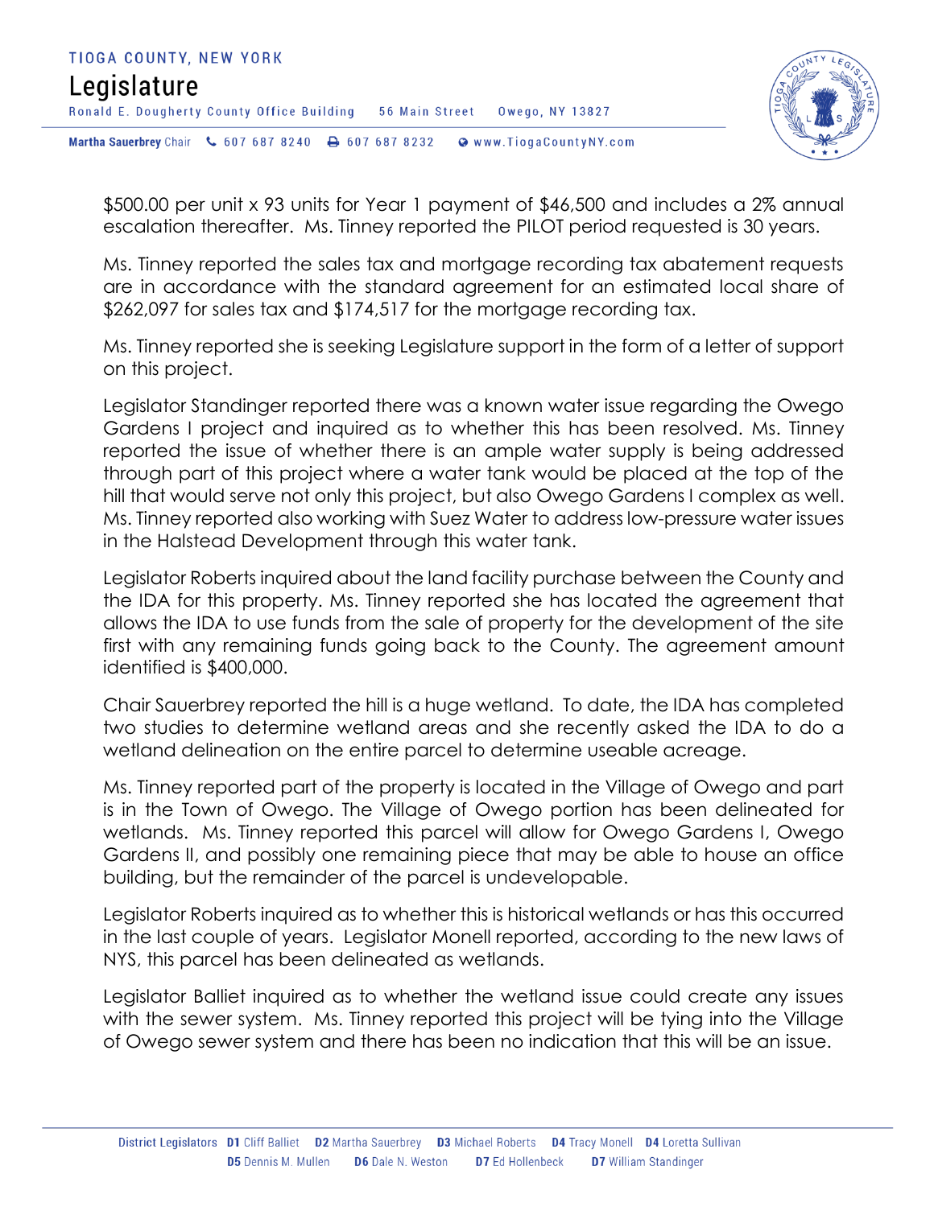$500.00 per unit x 93 units for Year 1 payment of $46,500 and includes a 2% annual escalation thereafter. Ms. Tinney reported the PILOT period requested is 30 years.

Ms. Tinney reported the sales tax and mortgage recording tax abatement requests are in accordance with the standard agreement for an estimated local share of $262,097 for sales tax and $174,517 for the mortgage recording tax.

Ms. Tinney reported she is seeking Legislature support in the form of a letter of support on this project.

Legislator Standinger reported there was a known water issue regarding the Owego Gardens I project and inquired as to whether this has been resolved. Ms. Tinney reported the issue of whether there is an ample water supply is being addressed through part of this project where a water tank would be placed at the top of the hill that would serve not only this project, but also Owego Gardens I complex as well. Ms. Tinney reported also working with Suez Water to address low-pressure water issues in the Halstead Development through this water tank.

Legislator Roberts inquired about the land facility purchase between the County and the IDA for this property. Ms. Tinney reported she has located the agreement that allows the IDA to use funds from the sale of property for the development of the site first with any remaining funds going back to the County. The agreement amount identified is $400,000.

Chair Sauerbrey reported the hill is a huge wetland. To date, the IDA has completed two studies to determine wetland areas and she recently asked the IDA to do a wetland delineation on the entire parcel to determine useable acreage.

Ms. Tinney reported part of the property is located in the Village of Owego and part is in the Town of Owego. The Village of Owego portion has been delineated for wetlands. Ms. Tinney reported this parcel will allow for Owego Gardens I, Owego Gardens II, and possibly one remaining piece that may be able to house an office building, but the remainder of the parcel is undevelopable.

Legislator Roberts inquired as to whether this is historical wetlands or has this occurred in the last couple of years. Legislator Monell reported, according to the new laws of NYS, this parcel has been delineated as wetlands.

Legislator Balliet inquired as to whether the wetland issue could create any issues with the sewer system. Ms. Tinney reported this project will be tying into the Village of Owego sewer system and there has been no indication that this will be an issue.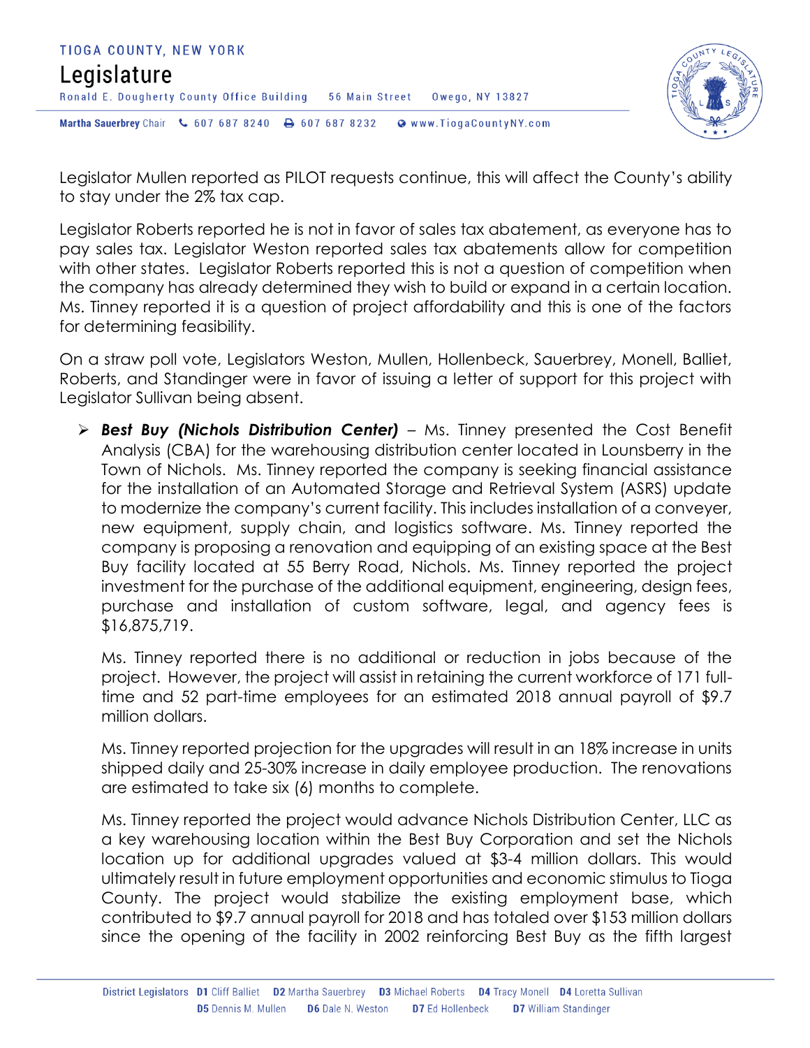Legislator Mullen reported as PILOT requests continue, this will affect the County's ability to stay under the 2% tax cap.

Legislator Roberts reported he is not in favor of sales tax abatement, as everyone has to pay sales tax. Legislator Weston reported sales tax abatements allow for competition with other states. Legislator Roberts reported this is not a question of competition when the company has already determined they wish to build or expand in a certain location. Ms. Tinney reported it is a question of project affordability and this is one of the factors for determining feasibility.

On a straw poll vote, Legislators Weston, Mullen, Hollenbeck, Sauerbrey, Monell, Balliet, Roberts, and Standinger were in favor of issuing a letter of support for this project with Legislator Sullivan being absent.

- ***Best Buy (Nichols Distribution Center)*** – Ms. Tinney presented the Cost Benefit Analysis (CBA) for the warehousing distribution center located in Lounsberry in the Town of Nichols. Ms. Tinney reported the company is seeking financial assistance for the installation of an Automated Storage and Retrieval System (ASRS) update to modernize the company's current facility. This includes installation of a conveyer, new equipment, supply chain, and logistics software. Ms. Tinney reported the company is proposing a renovation and equipping of an existing space at the Best Buy facility located at 55 Berry Road, Nichols. Ms. Tinney reported the project investment for the purchase of the additional equipment, engineering, design fees, purchase and installation of custom software, legal, and agency fees is $16,875,719.

  Ms. Tinney reported there is no additional or reduction in jobs because of the project. However, the project will assist in retaining the current workforce of 171 full-time and 52 part-time employees for an estimated 2018 annual payroll of $9.7 million dollars.

  Ms. Tinney reported projection for the upgrades will result in an 18% increase in units shipped daily and 25-30% increase in daily employee production. The renovations are estimated to take six (6) months to complete.

  Ms. Tinney reported the project would advance Nichols Distribution Center, LLC as a key warehousing location within the Best Buy Corporation and set the Nichols location up for additional upgrades valued at $3-4 million dollars. This would ultimately result in future employment opportunities and economic stimulus to Tioga County. The project would stabilize the existing employment base, which contributed to $9.7 annual payroll for 2018 and has totaled over $153 million dollars since the opening of the facility in 2002 reinforcing Best Buy as the fifth largest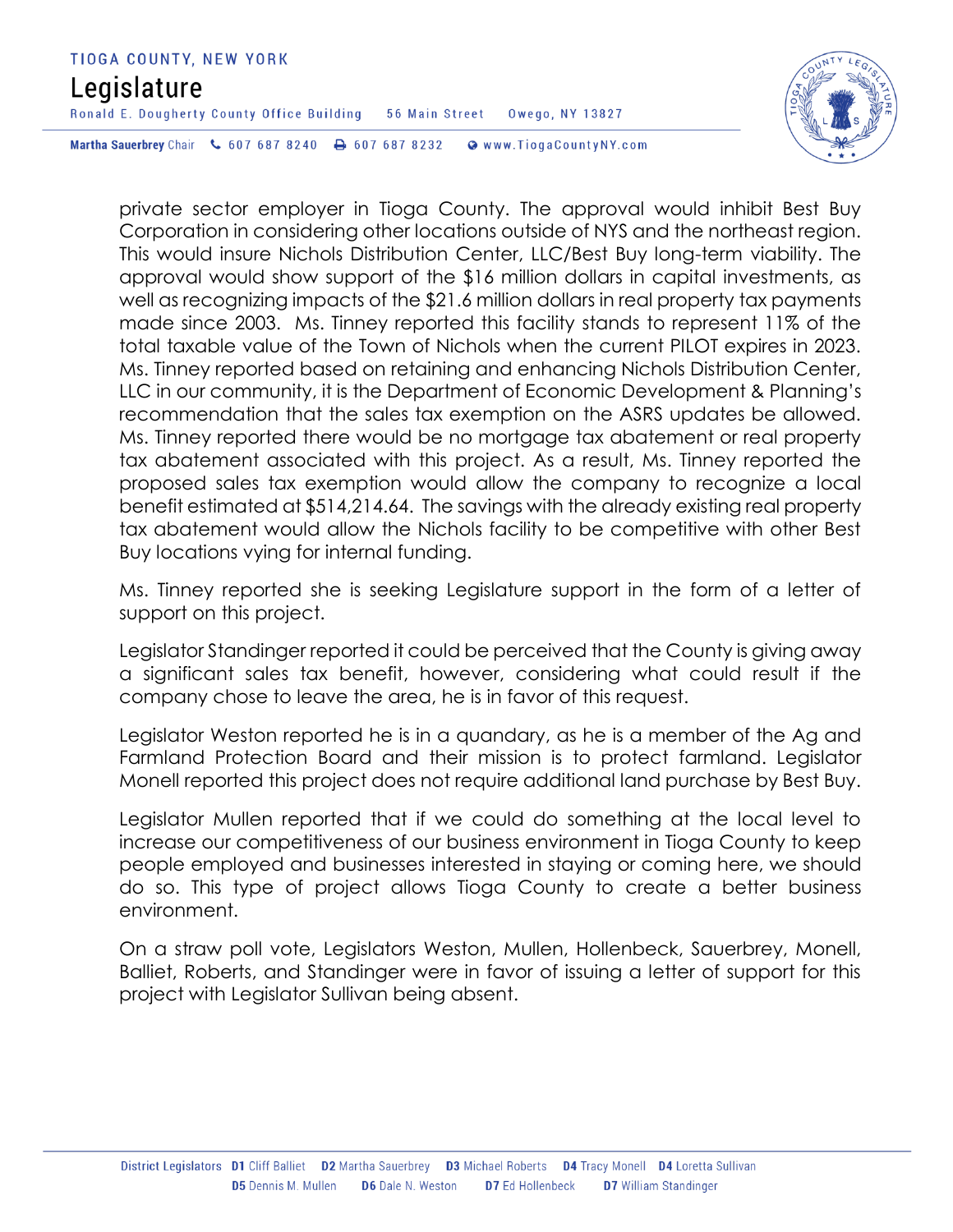private sector employer in Tioga County. The approval would inhibit Best Buy Corporation in considering other locations outside of NYS and the northeast region. This would insure Nichols Distribution Center, LLC/Best Buy long-term viability. The approval would show support of the $16 million dollars in capital investments, as well as recognizing impacts of the $21.6 million dollars in real property tax payments made since 2003. Ms. Tinney reported this facility stands to represent 11% of the total taxable value of the Town of Nichols when the current PILOT expires in 2023. Ms. Tinney reported based on retaining and enhancing Nichols Distribution Center, LLC in our community, it is the Department of Economic Development & Planning's recommendation that the sales tax exemption on the ASRS updates be allowed. Ms. Tinney reported there would be no mortgage tax abatement or real property tax abatement associated with this project. As a result, Ms. Tinney reported the proposed sales tax exemption would allow the company to recognize a local benefit estimated at $514,214.64. The savings with the already existing real property tax abatement would allow the Nichols facility to be competitive with other Best Buy locations vying for internal funding.

Ms. Tinney reported she is seeking Legislature support in the form of a letter of support on this project.

Legislator Standinger reported it could be perceived that the County is giving away a significant sales tax benefit, however, considering what could result if the company chose to leave the area, he is in favor of this request.

Legislator Weston reported he is in a quandary, as he is a member of the Ag and Farmland Protection Board and their mission is to protect farmland. Legislator Monell reported this project does not require additional land purchase by Best Buy.

Legislator Mullen reported that if we could do something at the local level to increase our competitiveness of our business environment in Tioga County to keep people employed and businesses interested in staying or coming here, we should do so. This type of project allows Tioga County to create a better business environment.

On a straw poll vote, Legislators Weston, Mullen, Hollenbeck, Sauerbrey, Monell, Balliet, Roberts, and Standinger were in favor of issuing a letter of support for this project with Legislator Sullivan being absent.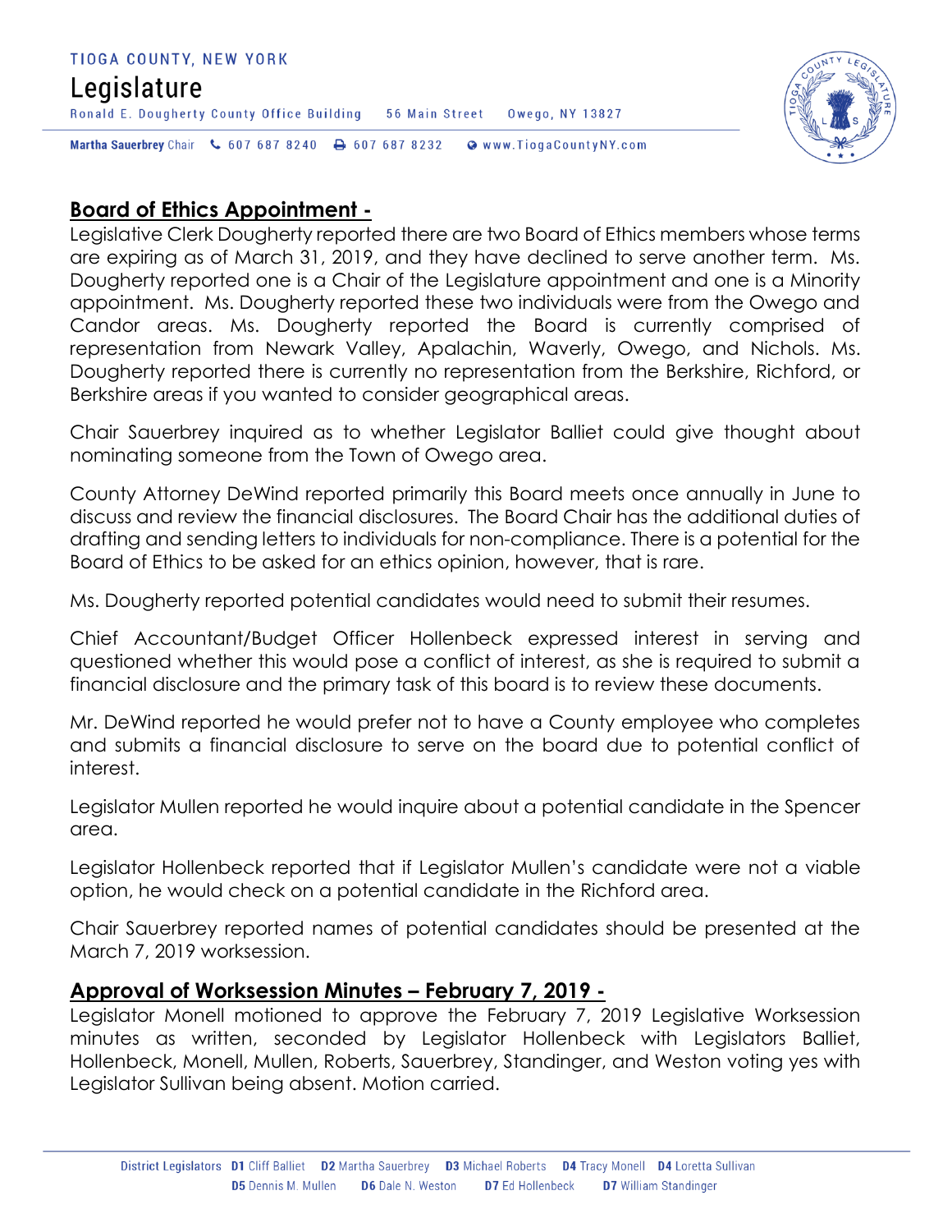## Board of Ethics Appointment -

Legislative Clerk Dougherty reported there are two Board of Ethics members whose terms are expiring as of March 31, 2019, and they have declined to serve another term. Ms. Dougherty reported one is a Chair of the Legislature appointment and one is a Minority appointment. Ms. Dougherty reported these two individuals were from the Owego and Candor areas. Ms. Dougherty reported the Board is currently comprised of representation from Newark Valley, Apalachin, Waverly, Owego, and Nichols. Ms. Dougherty reported there is currently no representation from the Berkshire, Richford, or Berkshire areas if you wanted to consider geographical areas.

Chair Sauerbrey inquired as to whether Legislator Balliet could give thought about nominating someone from the Town of Owego area.

County Attorney DeWind reported primarily this Board meets once annually in June to discuss and review the financial disclosures. The Board Chair has the additional duties of drafting and sending letters to individuals for non-compliance. There is a potential for the Board of Ethics to be asked for an ethics opinion, however, that is rare.

Ms. Dougherty reported potential candidates would need to submit their resumes.

Chief Accountant/Budget Officer Hollenbeck expressed interest in serving and questioned whether this would pose a conflict of interest, as she is required to submit a financial disclosure and the primary task of this board is to review these documents.

Mr. DeWind reported he would prefer not to have a County employee who completes and submits a financial disclosure to serve on the board due to potential conflict of interest.

Legislator Mullen reported he would inquire about a potential candidate in the Spencer area.

Legislator Hollenbeck reported that if Legislator Mullen's candidate were not a viable option, he would check on a potential candidate in the Richford area.

Chair Sauerbrey reported names of potential candidates should be presented at the March 7, 2019 worksession.

## Approval of Worksession Minutes – February 7, 2019 -

Legislator Monell motioned to approve the February 7, 2019 Legislative Worksession minutes as written, seconded by Legislator Hollenbeck with Legislators Balliet, Hollenbeck, Monell, Mullen, Roberts, Sauerbrey, Standinger, and Weston voting yes with Legislator Sullivan being absent. Motion carried.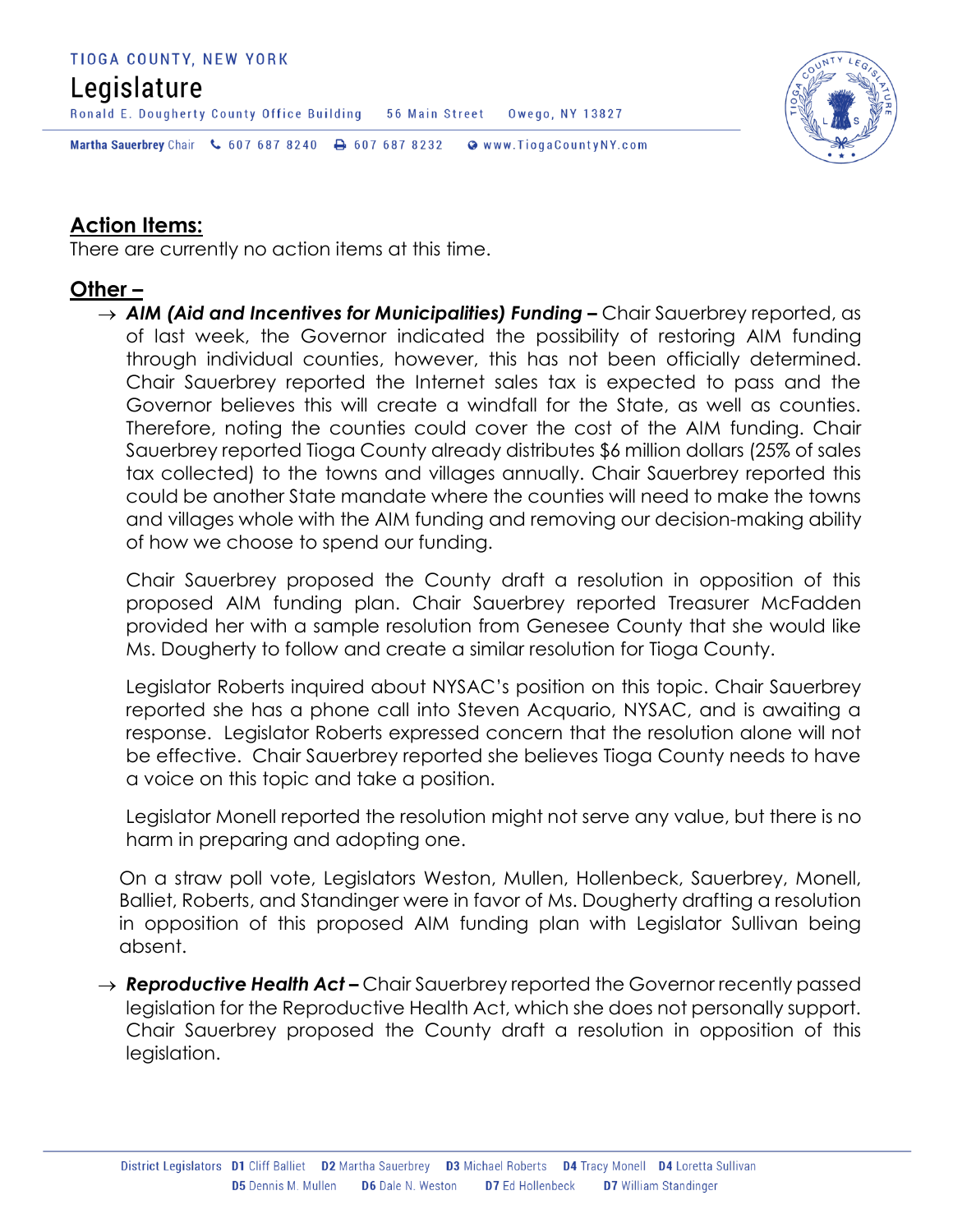## Action Items:

There are currently no action items at this time.

## Other –

- ***AIM (Aid and Incentives for Municipalities) Funding –*** Chair Sauerbrey reported, as of last week, the Governor indicated the possibility of restoring AIM funding through individual counties, however, this has not been officially determined. Chair Sauerbrey reported the Internet sales tax is expected to pass and the Governor believes this will create a windfall for the State, as well as counties. Therefore, noting the counties could cover the cost of the AIM funding. Chair Sauerbrey reported Tioga County already distributes $6 million dollars (25% of sales tax collected) to the towns and villages annually. Chair Sauerbrey reported this could be another State mandate where the counties will need to make the towns and villages whole with the AIM funding and removing our decision-making ability of how we choose to spend our funding.

  Chair Sauerbrey proposed the County draft a resolution in opposition of this proposed AIM funding plan. Chair Sauerbrey reported Treasurer McFadden provided her with a sample resolution from Genesee County that she would like Ms. Dougherty to follow and create a similar resolution for Tioga County.

  Legislator Roberts inquired about NYSAC's position on this topic. Chair Sauerbrey reported she has a phone call into Steven Acquario, NYSAC, and is awaiting a response. Legislator Roberts expressed concern that the resolution alone will not be effective. Chair Sauerbrey reported she believes Tioga County needs to have a voice on this topic and take a position.

  Legislator Monell reported the resolution might not serve any value, but there is no harm in preparing and adopting one.

  On a straw poll vote, Legislators Weston, Mullen, Hollenbeck, Sauerbrey, Monell, Balliet, Roberts, and Standinger were in favor of Ms. Dougherty drafting a resolution in opposition of this proposed AIM funding plan with Legislator Sullivan being absent.

- ***Reproductive Health Act –*** Chair Sauerbrey reported the Governor recently passed legislation for the Reproductive Health Act, which she does not personally support. Chair Sauerbrey proposed the County draft a resolution in opposition of this legislation.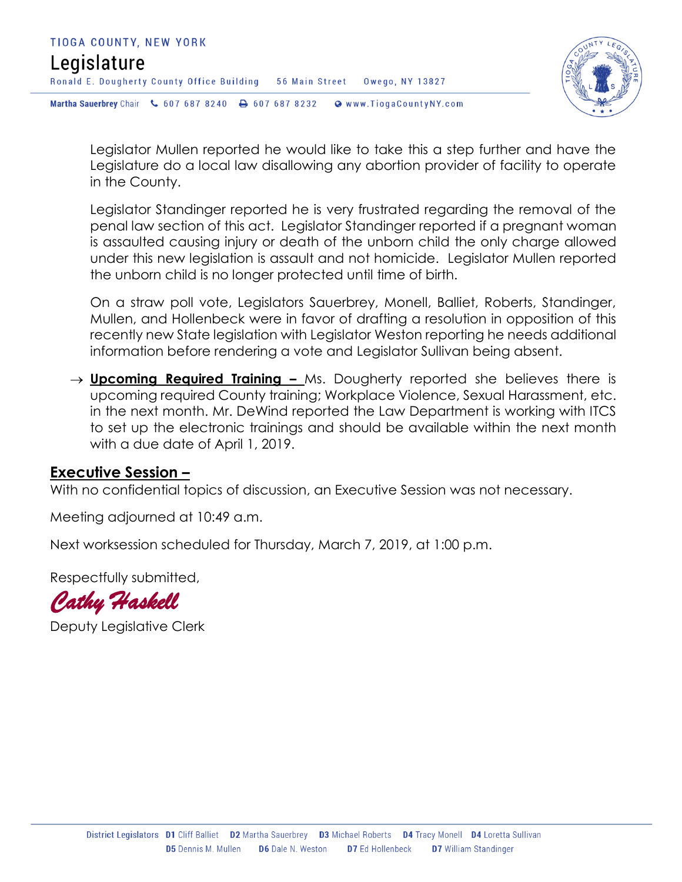Legislator Mullen reported he would like to take this a step further and have the Legislature do a local law disallowing any abortion provider of facility to operate in the County.

Legislator Standinger reported he is very frustrated regarding the removal of the penal law section of this act. Legislator Standinger reported if a pregnant woman is assaulted causing injury or death of the unborn child the only charge allowed under this new legislation is assault and not homicide. Legislator Mullen reported the unborn child is no longer protected until time of birth.

On a straw poll vote, Legislators Sauerbrey, Monell, Balliet, Roberts, Standinger, Mullen, and Hollenbeck were in favor of drafting a resolution in opposition of this recently new State legislation with Legislator Weston reporting he needs additional information before rendering a vote and Legislator Sullivan being absent.

→ **Upcoming Required Training –** Ms. Dougherty reported she believes there is upcoming required County training; Workplace Violence, Sexual Harassment, etc. in the next month. Mr. DeWind reported the Law Department is working with ITCS to set up the electronic trainings and should be available within the next month with a due date of April 1, 2019.

## Executive Session –

With no confidential topics of discussion, an Executive Session was not necessary.

Meeting adjourned at 10:49 a.m.

Next worksession scheduled for Thursday, March 7, 2019, at 1:00 p.m.

Respectfully submitted,

*Cathy Haskell*

Deputy Legislative Clerk